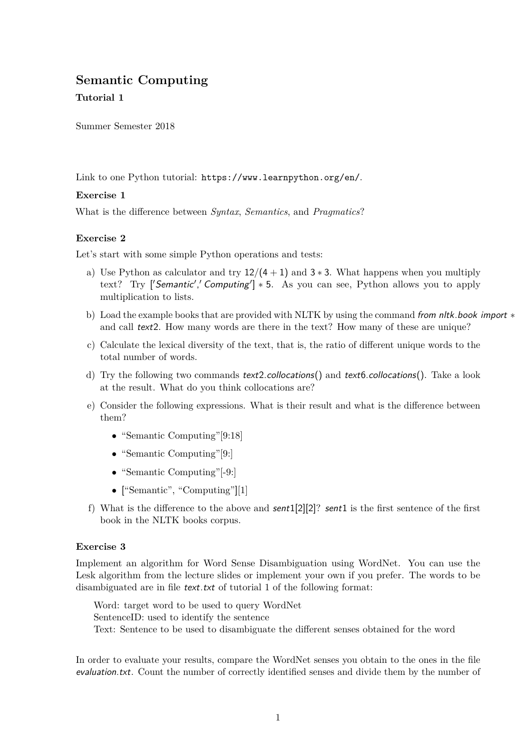# Semantic Computing

**Tutorial 1**

Summer Semester 2018

Link to one Python tutorial: `https://www.learnpython.org/en/`.

### Exercise 1

What is the difference between *Syntax*, *Semantics*, and *Pragmatics*?

### Exercise 2

Let's start with some simple Python operations and tests:

a) Use Python as calculator and try $12/(4+1)$ and $3*3$. What happens when you multiply text? Try ['Semantic','Computing'] * 5. As you can see, Python allows you to apply multiplication to lists.

b) Load the example books that are provided with NLTK by using the command *from nltk.book import ** and call *text2*. How many words are there in the text? How many of these are unique?

c) Calculate the lexical diversity of the text, that is, the ratio of different unique words to the total number of words.

d) Try the following two commands *text2.collocations()* and *text6.collocations()*. Take a look at the result. What do you think collocations are?

e) Consider the following expressions. What is their result and what is the difference between them?

- "Semantic Computing"[9:18]
- "Semantic Computing"[9:]
- "Semantic Computing"[-9:]
- ["Semantic", "Computing"][1]

f) What is the difference to the above and *sent1[2][2]*? *sent1* is the first sentence of the first book in the NLTK books corpus.

### Exercise 3

Implement an algorithm for Word Sense Disambiguation using WordNet. You can use the Lesk algorithm from the lecture slides or implement your own if you prefer. The words to be disambiguated are in file *text.txt* of tutorial 1 of the following format:

> Word: target word to be used to query WordNet
> SentenceID: used to identify the sentence
> Text: Sentence to be used to disambiguate the different senses obtained for the word

In order to evaluate your results, compare the WordNet senses you obtain to the ones in the file *evaluation.txt*. Count the number of correctly identified senses and divide them by the number of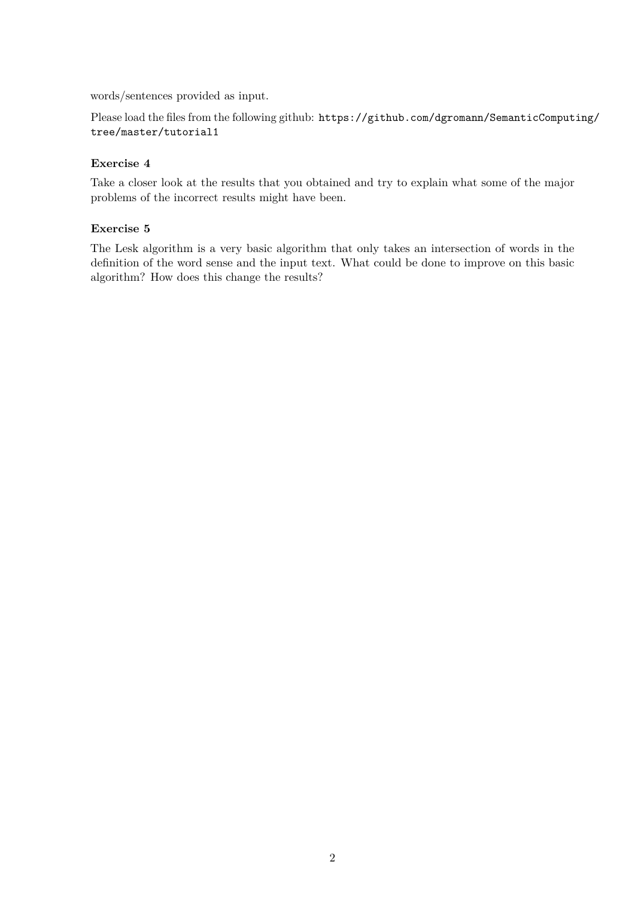words/sentences provided as input.

Please load the files from the following github: `https://github.com/dgromann/SemanticComputing/tree/master/tutorial1`

### Exercise 4

Take a closer look at the results that you obtained and try to explain what some of the major problems of the incorrect results might have been.

### Exercise 5

The Lesk algorithm is a very basic algorithm that only takes an intersection of words in the definition of the word sense and the input text. What could be done to improve on this basic algorithm? How does this change the results?